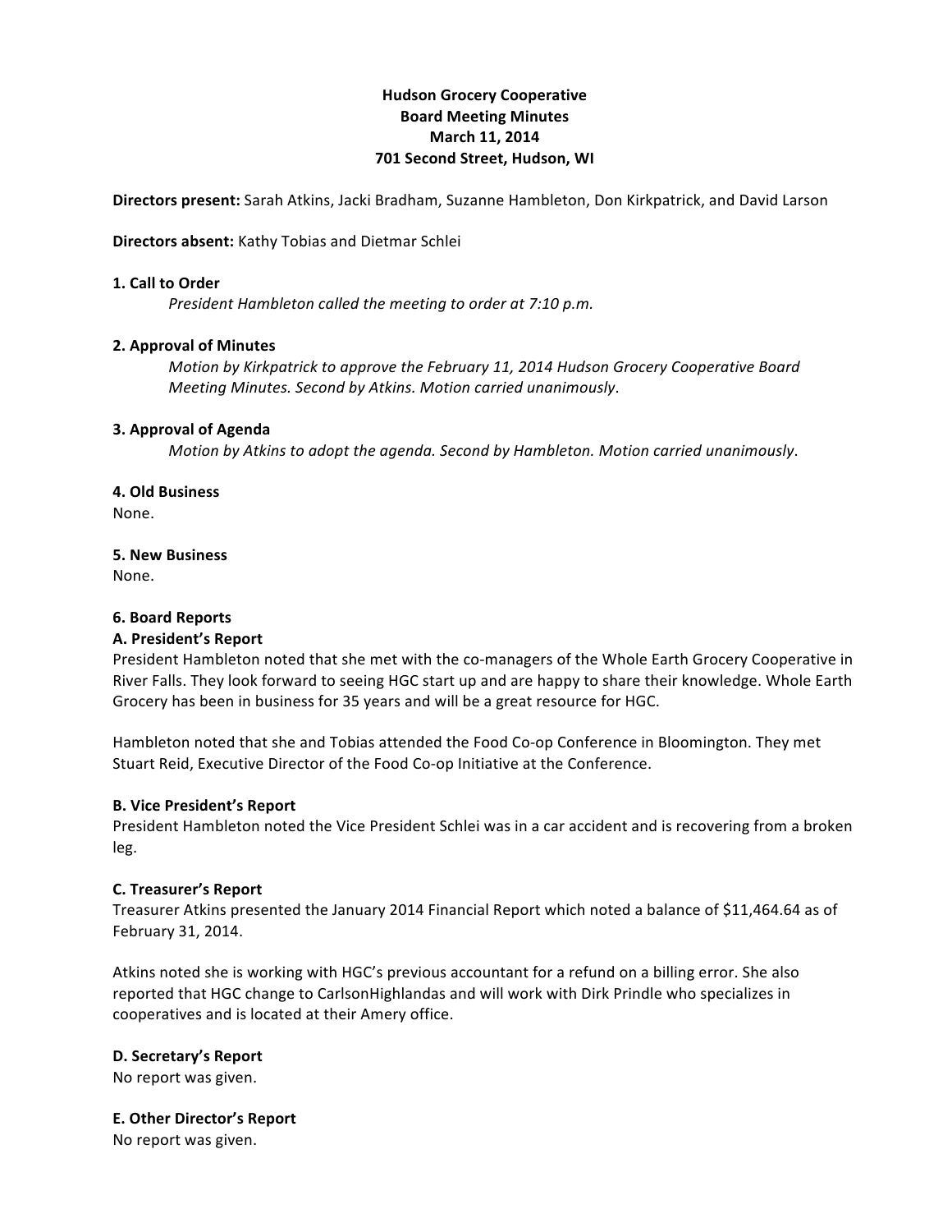**Hudson Grocery Cooperative**
**Board Meeting Minutes**
**March 11, 2014**
**701 Second Street, Hudson, WI**

**Directors present:** Sarah Atkins, Jacki Bradham, Suzanne Hambleton, Don Kirkpatrick, and David Larson

**Directors absent:** Kathy Tobias and Dietmar Schlei

**1. Call to Order**

*President Hambleton called the meeting to order at 7:10 p.m.*

**2. Approval of Minutes**

*Motion by Kirkpatrick to approve the February 11, 2014 Hudson Grocery Cooperative Board Meeting Minutes. Second by Atkins. Motion carried unanimously*.

**3. Approval of Agenda**

*Motion by Atkins to adopt the agenda. Second by Hambleton. Motion carried unanimously*.

**4. Old Business**

None.

**5. New Business**

None.

**6. Board Reports**

**A. President's Report**

President Hambleton noted that she met with the co-managers of the Whole Earth Grocery Cooperative in River Falls. They look forward to seeing HGC start up and are happy to share their knowledge. Whole Earth Grocery has been in business for 35 years and will be a great resource for HGC.

Hambleton noted that she and Tobias attended the Food Co-op Conference in Bloomington. They met Stuart Reid, Executive Director of the Food Co-op Initiative at the Conference.

**B. Vice President's Report**

President Hambleton noted the Vice President Schlei was in a car accident and is recovering from a broken leg.

**C. Treasurer's Report**

Treasurer Atkins presented the January 2014 Financial Report which noted a balance of $11,464.64 as of February 31, 2014.

Atkins noted she is working with HGC's previous accountant for a refund on a billing error. She also reported that HGC change to CarlsonHighlandas and will work with Dirk Prindle who specializes in cooperatives and is located at their Amery office.

**D. Secretary's Report**

No report was given.

**E. Other Director's Report**

No report was given.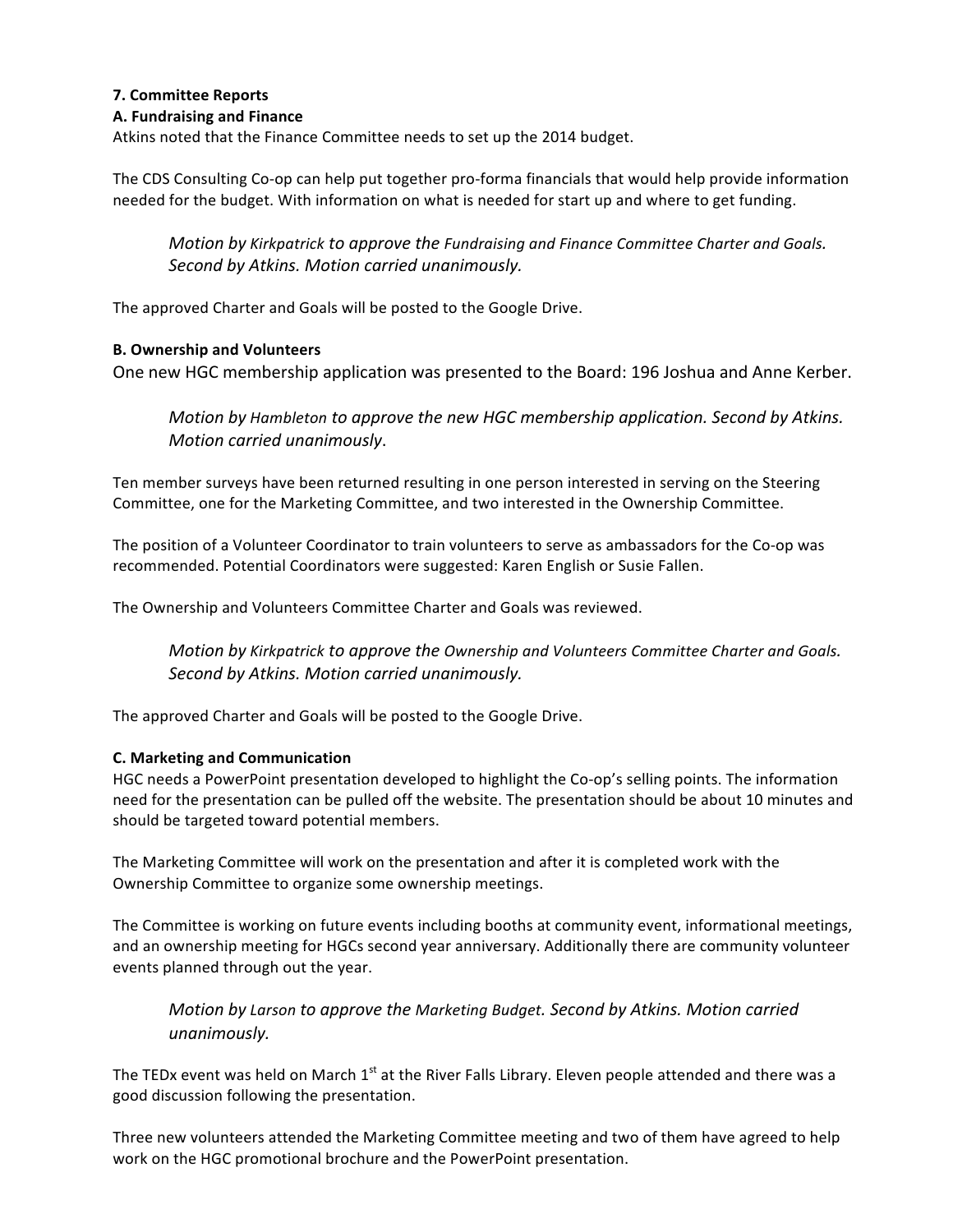**7. Committee Reports**

**A. Fundraising and Finance**

Atkins noted that the Finance Committee needs to set up the 2014 budget.

The CDS Consulting Co-op can help put together pro-forma financials that would help provide information needed for the budget. With information on what is needed for start up and where to get funding.

> *Motion by Kirkpatrick to approve the Fundraising and Finance Committee Charter and Goals. Second by Atkins. Motion carried unanimously.*

The approved Charter and Goals will be posted to the Google Drive.

**B. Ownership and Volunteers**

One new HGC membership application was presented to the Board: 196 Joshua and Anne Kerber.

> *Motion by Hambleton to approve the new HGC membership application. Second by Atkins. Motion carried unanimously*.

Ten member surveys have been returned resulting in one person interested in serving on the Steering Committee, one for the Marketing Committee, and two interested in the Ownership Committee.

The position of a Volunteer Coordinator to train volunteers to serve as ambassadors for the Co-op was recommended. Potential Coordinators were suggested: Karen English or Susie Fallen.

The Ownership and Volunteers Committee Charter and Goals was reviewed.

> *Motion by Kirkpatrick to approve the Ownership and Volunteers Committee Charter and Goals. Second by Atkins. Motion carried unanimously.*

The approved Charter and Goals will be posted to the Google Drive.

**C. Marketing and Communication**

HGC needs a PowerPoint presentation developed to highlight the Co-op's selling points. The information need for the presentation can be pulled off the website. The presentation should be about 10 minutes and should be targeted toward potential members.

The Marketing Committee will work on the presentation and after it is completed work with the Ownership Committee to organize some ownership meetings.

The Committee is working on future events including booths at community event, informational meetings, and an ownership meeting for HGCs second year anniversary. Additionally there are community volunteer events planned through out the year.

> *Motion by Larson to approve the Marketing Budget. Second by Atkins. Motion carried unanimously.*

The TEDx event was held on March 1st at the River Falls Library. Eleven people attended and there was a good discussion following the presentation.

Three new volunteers attended the Marketing Committee meeting and two of them have agreed to help work on the HGC promotional brochure and the PowerPoint presentation.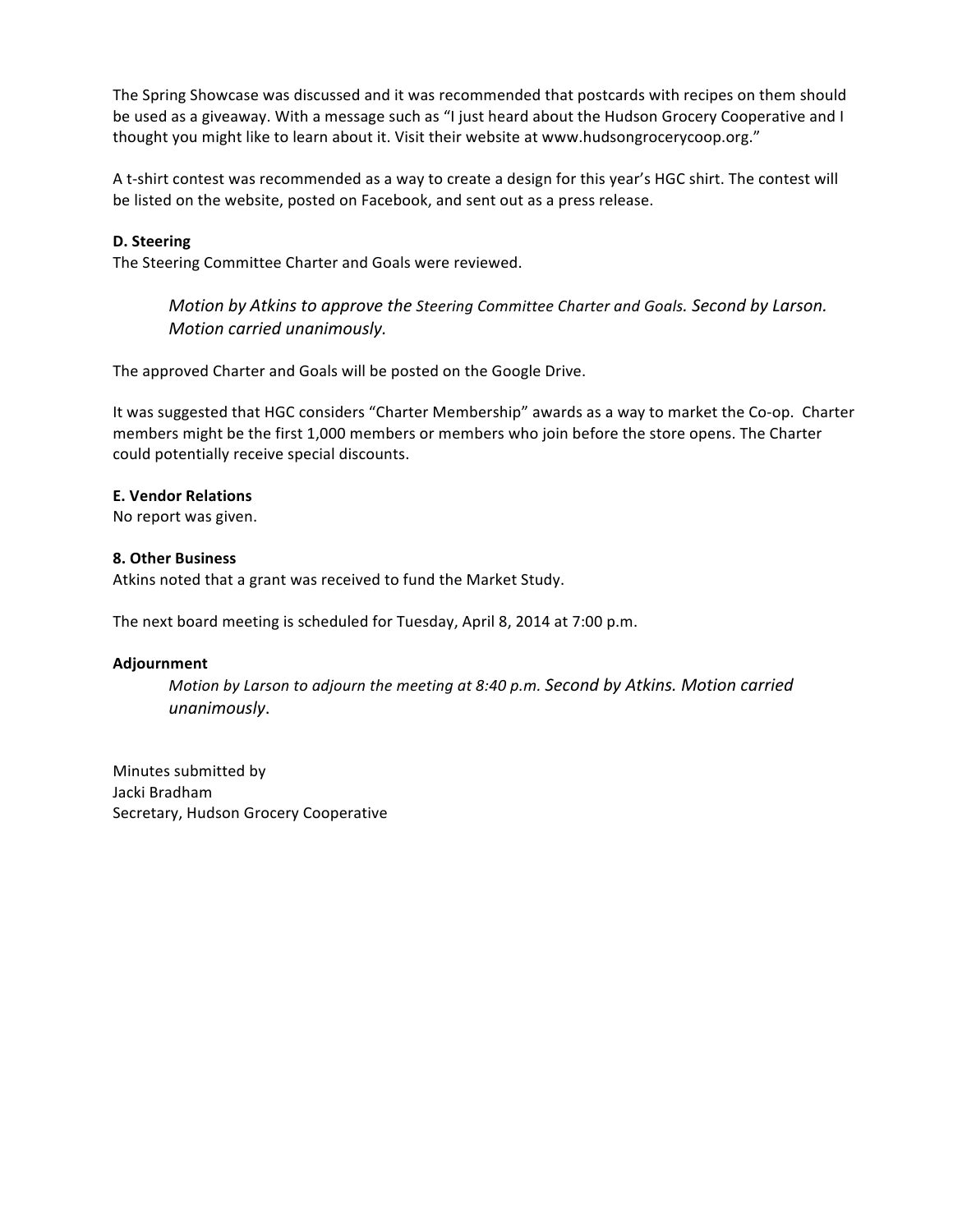The Spring Showcase was discussed and it was recommended that postcards with recipes on them should be used as a giveaway. With a message such as "I just heard about the Hudson Grocery Cooperative and I thought you might like to learn about it. Visit their website at www.hudsongrocerycoop.org."

A t-shirt contest was recommended as a way to create a design for this year's HGC shirt. The contest will be listed on the website, posted on Facebook, and sent out as a press release.

**D. Steering**
The Steering Committee Charter and Goals were reviewed.

> *Motion by Atkins to approve the Steering Committee Charter and Goals. Second by Larson. Motion carried unanimously.*

The approved Charter and Goals will be posted on the Google Drive.

It was suggested that HGC considers "Charter Membership" awards as a way to market the Co-op. Charter members might be the first 1,000 members or members who join before the store opens. The Charter could potentially receive special discounts.

**E. Vendor Relations**
No report was given.

**8. Other Business**
Atkins noted that a grant was received to fund the Market Study.

The next board meeting is scheduled for Tuesday, April 8, 2014 at 7:00 p.m.

**Adjournment**

> *Motion by Larson to adjourn the meeting at 8:40 p.m. Second by Atkins. Motion carried unanimously.*

Minutes submitted by
Jacki Bradham
Secretary, Hudson Grocery Cooperative